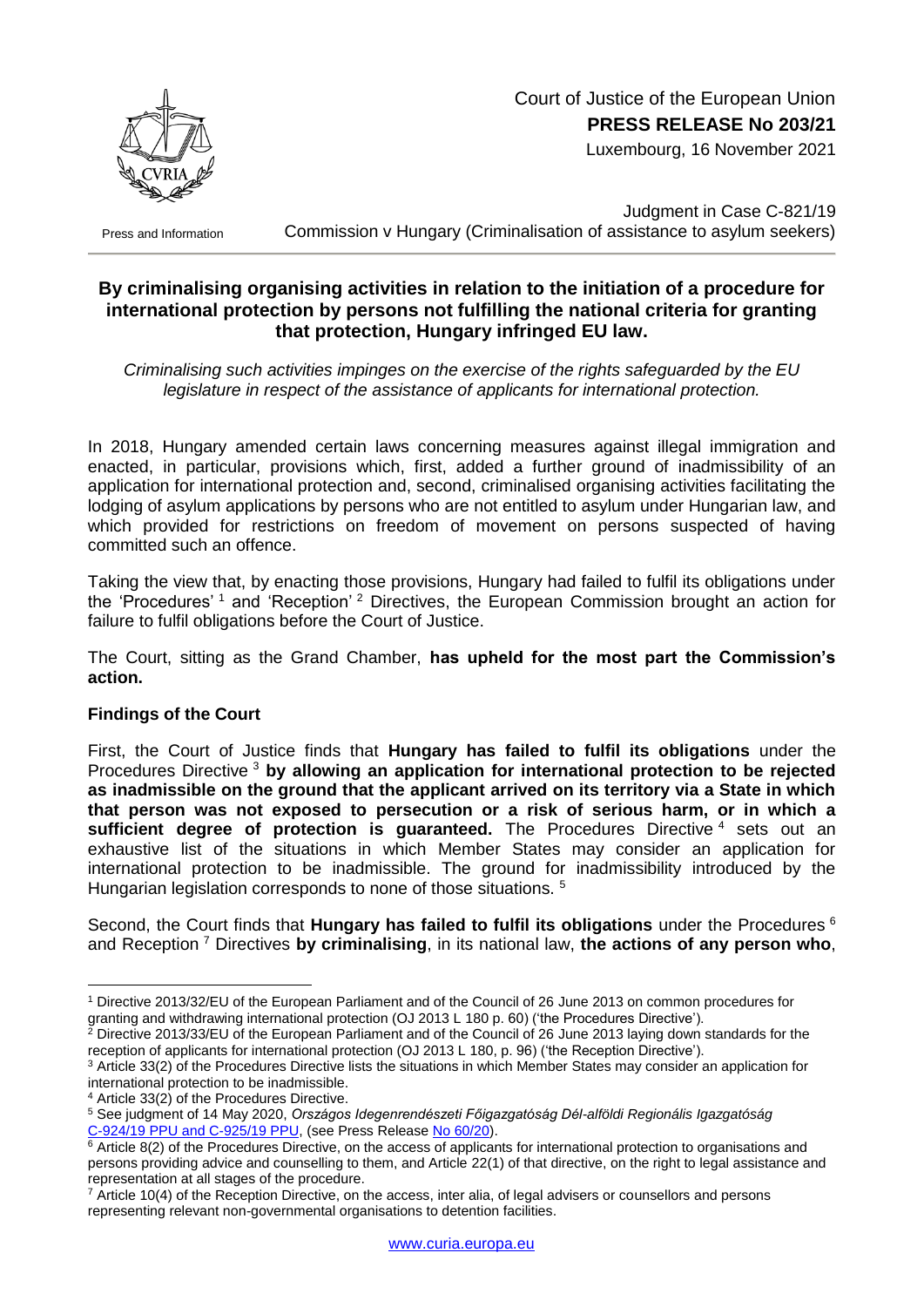Court of Justice of the European Union
**PRESS RELEASE No 203/21**
Luxembourg, 16 November 2021

Press and Information

Judgment in Case C-821/19
Commission v Hungary (Criminalisation of assistance to asylum seekers)

## By criminalising organising activities in relation to the initiation of a procedure for international protection by persons not fulfilling the national criteria for granting that protection, Hungary infringed EU law.

*Criminalising such activities impinges on the exercise of the rights safeguarded by the EU legislature in respect of the assistance of applicants for international protection.*

In 2018, Hungary amended certain laws concerning measures against illegal immigration and enacted, in particular, provisions which, first, added a further ground of inadmissibility of an application for international protection and, second, criminalised organising activities facilitating the lodging of asylum applications by persons who are not entitled to asylum under Hungarian law, and which provided for restrictions on freedom of movement on persons suspected of having committed such an offence.

Taking the view that, by enacting those provisions, Hungary had failed to fulfil its obligations under the 'Procedures' [1] and 'Reception' [2] Directives, the European Commission brought an action for failure to fulfil obligations before the Court of Justice.

The Court, sitting as the Grand Chamber, **has upheld for the most part the Commission's action.**

**Findings of the Court**

First, the Court of Justice finds that **Hungary has failed to fulfil its obligations** under the Procedures Directive [3] **by allowing an application for international protection to be rejected as inadmissible on the ground that the applicant arrived on its territory via a State in which that person was not exposed to persecution or a risk of serious harm, or in which a sufficient degree of protection is guaranteed.** The Procedures Directive [4] sets out an exhaustive list of the situations in which Member States may consider an application for international protection to be inadmissible. The ground for inadmissibility introduced by the Hungarian legislation corresponds to none of those situations. [5]

Second, the Court finds that **Hungary has failed to fulfil its obligations** under the Procedures [6] and Reception [7] Directives **by criminalising**, in its national law, **the actions of any person who**,

---

[1] Directive 2013/32/EU of the European Parliament and of the Council of 26 June 2013 on common procedures for granting and withdrawing international protection (OJ 2013 L 180 p. 60) ('the Procedures Directive').

[2] Directive 2013/33/EU of the European Parliament and of the Council of 26 June 2013 laying down standards for the reception of applicants for international protection (OJ 2013 L 180, p. 96) ('the Reception Directive').

[3] Article 33(2) of the Procedures Directive lists the situations in which Member States may consider an application for international protection to be inadmissible.

[4] Article 33(2) of the Procedures Directive.

[5] See judgment of 14 May 2020, *Országos Idegenrendészeti Főigazgatóság Dél-alföldi Regionális Igazgatóság* C-924/19 PPU and C-925/19 PPU, (see Press Release No 60/20).

[6] Article 8(2) of the Procedures Directive, on the access of applicants for international protection to organisations and persons providing advice and counselling to them, and Article 22(1) of that directive, on the right to legal assistance and representation at all stages of the procedure.

[7] Article 10(4) of the Reception Directive, on the access, inter alia, of legal advisers or counsellors and persons representing relevant non-governmental organisations to detention facilities.

www.curia.europa.eu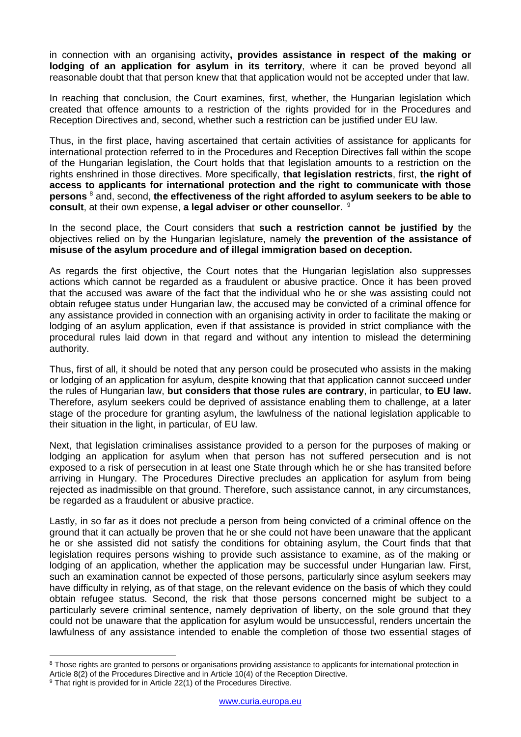in connection with an organising activity**, provides assistance in respect of the making or lodging of an application for asylum in its territory**, where it can be proved beyond all reasonable doubt that that person knew that that application would not be accepted under that law.

In reaching that conclusion, the Court examines, first, whether, the Hungarian legislation which created that offence amounts to a restriction of the rights provided for in the Procedures and Reception Directives and, second, whether such a restriction can be justified under EU law.

Thus, in the first place, having ascertained that certain activities of assistance for applicants for international protection referred to in the Procedures and Reception Directives fall within the scope of the Hungarian legislation, the Court holds that that legislation amounts to a restriction on the rights enshrined in those directives. More specifically, **that legislation restricts**, first, **the right of access to applicants for international protection and the right to communicate with those persons** [8] and, second, **the effectiveness of the right afforded to asylum seekers to be able to consult**, at their own expense, **a legal adviser or other counsellor**. [9]

In the second place, the Court considers that **such a restriction cannot be justified by** the objectives relied on by the Hungarian legislature, namely **the prevention of the assistance of misuse of the asylum procedure and of illegal immigration based on deception.**

As regards the first objective, the Court notes that the Hungarian legislation also suppresses actions which cannot be regarded as a fraudulent or abusive practice. Once it has been proved that the accused was aware of the fact that the individual who he or she was assisting could not obtain refugee status under Hungarian law, the accused may be convicted of a criminal offence for any assistance provided in connection with an organising activity in order to facilitate the making or lodging of an asylum application, even if that assistance is provided in strict compliance with the procedural rules laid down in that regard and without any intention to mislead the determining authority.

Thus, first of all, it should be noted that any person could be prosecuted who assists in the making or lodging of an application for asylum, despite knowing that that application cannot succeed under the rules of Hungarian law, **but considers that those rules are contrary**, in particular, **to EU law.** Therefore, asylum seekers could be deprived of assistance enabling them to challenge, at a later stage of the procedure for granting asylum, the lawfulness of the national legislation applicable to their situation in the light, in particular, of EU law.

Next, that legislation criminalises assistance provided to a person for the purposes of making or lodging an application for asylum when that person has not suffered persecution and is not exposed to a risk of persecution in at least one State through which he or she has transited before arriving in Hungary. The Procedures Directive precludes an application for asylum from being rejected as inadmissible on that ground. Therefore, such assistance cannot, in any circumstances, be regarded as a fraudulent or abusive practice.

Lastly, in so far as it does not preclude a person from being convicted of a criminal offence on the ground that it can actually be proven that he or she could not have been unaware that the applicant he or she assisted did not satisfy the conditions for obtaining asylum, the Court finds that that legislation requires persons wishing to provide such assistance to examine, as of the making or lodging of an application, whether the application may be successful under Hungarian law. First, such an examination cannot be expected of those persons, particularly since asylum seekers may have difficulty in relying, as of that stage, on the relevant evidence on the basis of which they could obtain refugee status. Second, the risk that those persons concerned might be subject to a particularly severe criminal sentence, namely deprivation of liberty, on the sole ground that they could not be unaware that the application for asylum would be unsuccessful, renders uncertain the lawfulness of any assistance intended to enable the completion of those two essential stages of

[8] Those rights are granted to persons or organisations providing assistance to applicants for international protection in Article 8(2) of the Procedures Directive and in Article 10(4) of the Reception Directive.

[9] That right is provided for in Article 22(1) of the Procedures Directive.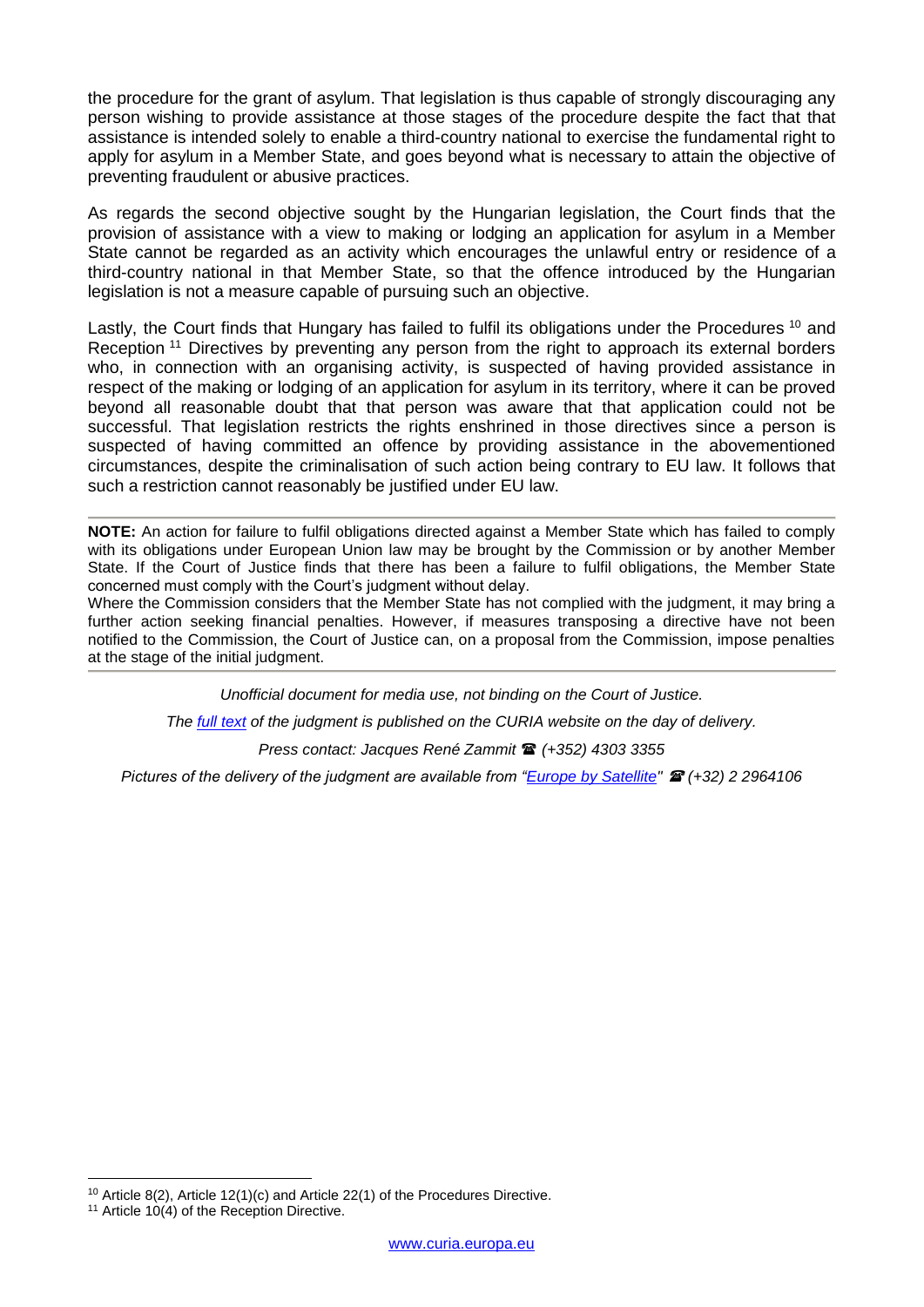the procedure for the grant of asylum. That legislation is thus capable of strongly discouraging any person wishing to provide assistance at those stages of the procedure despite the fact that that assistance is intended solely to enable a third-country national to exercise the fundamental right to apply for asylum in a Member State, and goes beyond what is necessary to attain the objective of preventing fraudulent or abusive practices.

As regards the second objective sought by the Hungarian legislation, the Court finds that the provision of assistance with a view to making or lodging an application for asylum in a Member State cannot be regarded as an activity which encourages the unlawful entry or residence of a third-country national in that Member State, so that the offence introduced by the Hungarian legislation is not a measure capable of pursuing such an objective.

Lastly, the Court finds that Hungary has failed to fulfil its obligations under the Procedures [10] and Reception [11] Directives by preventing any person from the right to approach its external borders who, in connection with an organising activity, is suspected of having provided assistance in respect of the making or lodging of an application for asylum in its territory, where it can be proved beyond all reasonable doubt that that person was aware that that application could not be successful. That legislation restricts the rights enshrined in those directives since a person is suspected of having committed an offence by providing assistance in the abovementioned circumstances, despite the criminalisation of such action being contrary to EU law. It follows that such a restriction cannot reasonably be justified under EU law.

---

**NOTE:** An action for failure to fulfil obligations directed against a Member State which has failed to comply with its obligations under European Union law may be brought by the Commission or by another Member State. If the Court of Justice finds that there has been a failure to fulfil obligations, the Member State concerned must comply with the Court's judgment without delay.
Where the Commission considers that the Member State has not complied with the judgment, it may bring a further action seeking financial penalties. However, if measures transposing a directive have not been notified to the Commission, the Court of Justice can, on a proposal from the Commission, impose penalties at the stage of the initial judgment.

---

*Unofficial document for media use, not binding on the Court of Justice.*

*The full text of the judgment is published on the CURIA website on the day of delivery.*

*Press contact: Jacques René Zammit ☎ (+352) 4303 3355*

*Pictures of the delivery of the judgment are available from "Europe by Satellite" ☎ (+32) 2 2964106*

[10] Article 8(2), Article 12(1)(c) and Article 22(1) of the Procedures Directive.
[11] Article 10(4) of the Reception Directive.